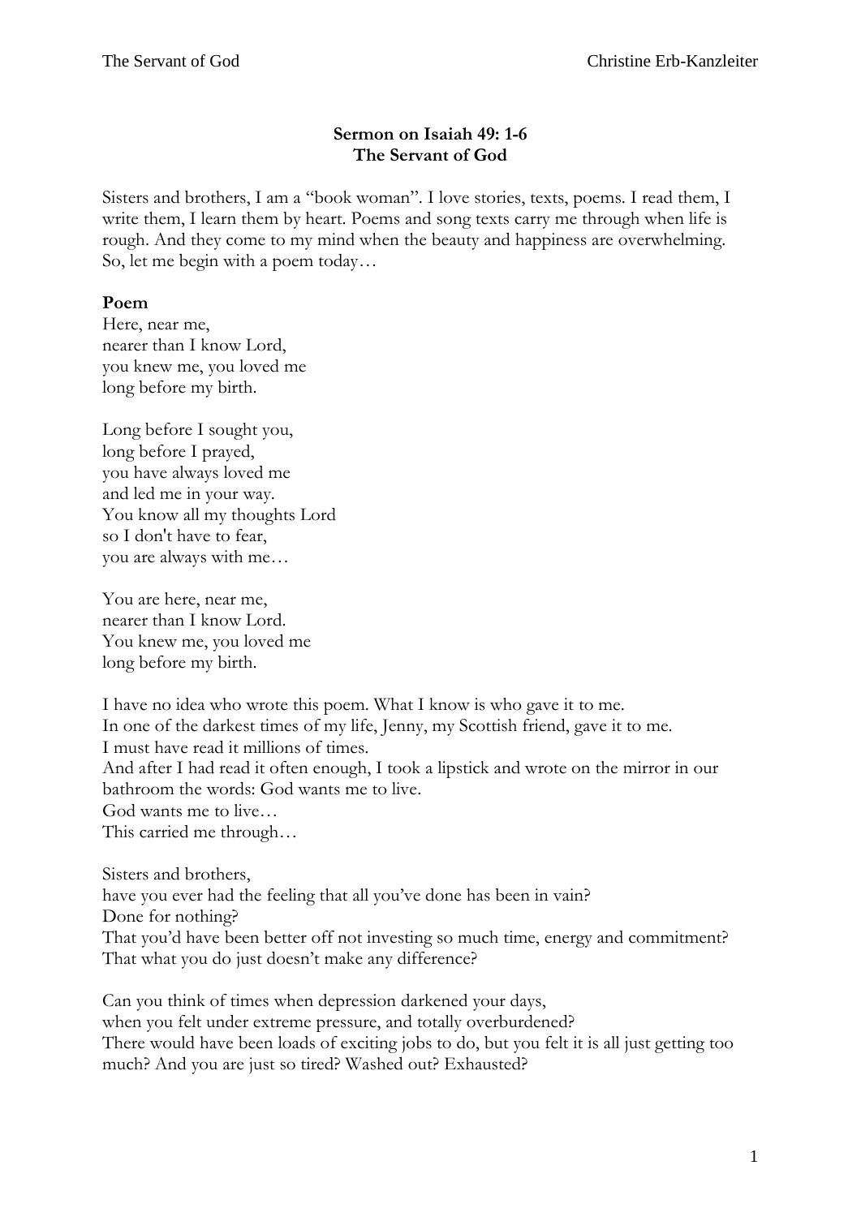**Sermon on Isaiah 49: 1-6**
**The Servant of God**

Sisters and brothers, I am a "book woman". I love stories, texts, poems. I read them, I write them, I learn them by heart. Poems and song texts carry me through when life is rough. And they come to my mind when the beauty and happiness are overwhelming. So, let me begin with a poem today…

**Poem**
Here, near me,
nearer than I know Lord,
you knew me, you loved me
long before my birth.

Long before I sought you,
long before I prayed,
you have always loved me
and led me in your way.
You know all my thoughts Lord
so I don't have to fear,
you are always with me…

You are here, near me,
nearer than I know Lord.
You knew me, you loved me
long before my birth.

I have no idea who wrote this poem. What I know is who gave it to me.
In one of the darkest times of my life, Jenny, my Scottish friend, gave it to me.
I must have read it millions of times.
And after I had read it often enough, I took a lipstick and wrote on the mirror in our bathroom the words: God wants me to live.
God wants me to live…
This carried me through…

Sisters and brothers,
have you ever had the feeling that all you've done has been in vain?
Done for nothing?
That you'd have been better off not investing so much time, energy and commitment?
That what you do just doesn't make any difference?

Can you think of times when depression darkened your days,
when you felt under extreme pressure, and totally overburdened?
There would have been loads of exciting jobs to do, but you felt it is all just getting too much? And you are just so tired? Washed out? Exhausted?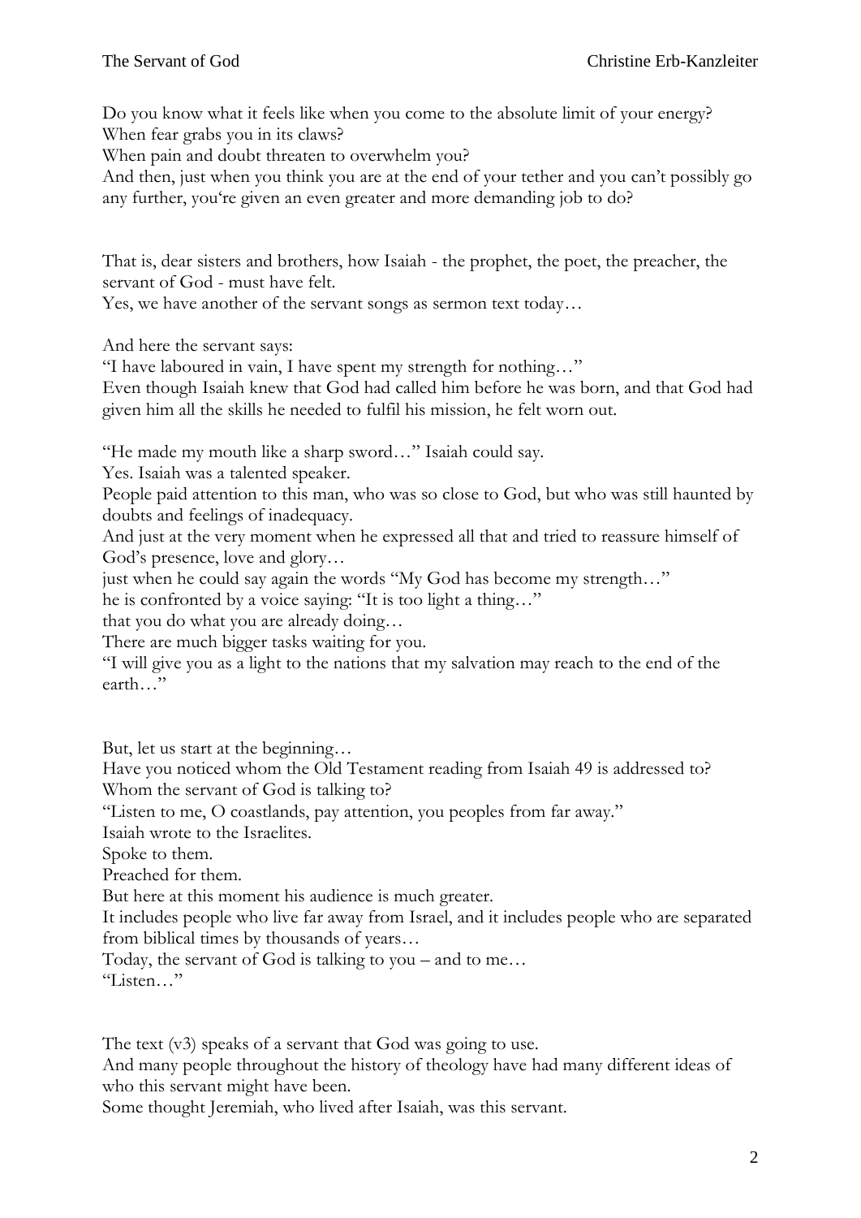Do you know what it feels like when you come to the absolute limit of your energy?
When fear grabs you in its claws?
When pain and doubt threaten to overwhelm you?
And then, just when you think you are at the end of your tether and you can't possibly go any further, you're given an even greater and more demanding job to do?

That is, dear sisters and brothers, how Isaiah - the prophet, the poet, the preacher, the servant of God - must have felt.
Yes, we have another of the servant songs as sermon text today…

And here the servant says:
"I have laboured in vain, I have spent my strength for nothing…"
Even though Isaiah knew that God had called him before he was born, and that God had given him all the skills he needed to fulfil his mission, he felt worn out.

"He made my mouth like a sharp sword…" Isaiah could say.
Yes. Isaiah was a talented speaker.
People paid attention to this man, who was so close to God, but who was still haunted by doubts and feelings of inadequacy.
And just at the very moment when he expressed all that and tried to reassure himself of God's presence, love and glory…
just when he could say again the words "My God has become my strength…"
he is confronted by a voice saying: "It is too light a thing…"
that you do what you are already doing…
There are much bigger tasks waiting for you.
"I will give you as a light to the nations that my salvation may reach to the end of the earth…"

But, let us start at the beginning…
Have you noticed whom the Old Testament reading from Isaiah 49 is addressed to?
Whom the servant of God is talking to?
"Listen to me, O coastlands, pay attention, you peoples from far away."
Isaiah wrote to the Israelites.
Spoke to them.
Preached for them.
But here at this moment his audience is much greater.
It includes people who live far away from Israel, and it includes people who are separated from biblical times by thousands of years…
Today, the servant of God is talking to you – and to me…
"Listen…"

The text (v3) speaks of a servant that God was going to use.
And many people throughout the history of theology have had many different ideas of who this servant might have been.
Some thought Jeremiah, who lived after Isaiah, was this servant.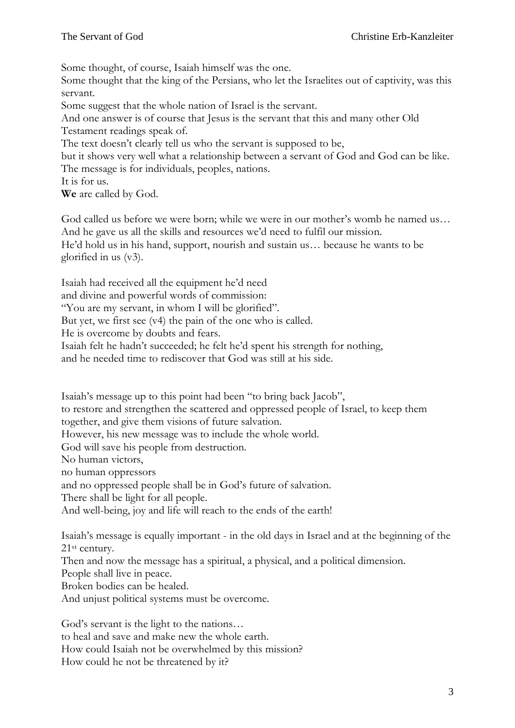Some thought, of course, Isaiah himself was the one.
Some thought that the king of the Persians, who let the Israelites out of captivity, was this servant.
Some suggest that the whole nation of Israel is the servant.
And one answer is of course that Jesus is the servant that this and many other Old Testament readings speak of.
The text doesn't clearly tell us who the servant is supposed to be,
but it shows very well what a relationship between a servant of God and God can be like.
The message is for individuals, peoples, nations.
It is for us.
**We** are called by God.

God called us before we were born; while we were in our mother's womb he named us…
And he gave us all the skills and resources we'd need to fulfil our mission.
He'd hold us in his hand, support, nourish and sustain us… because he wants to be glorified in us (v3).

Isaiah had received all the equipment he'd need
and divine and powerful words of commission:
"You are my servant, in whom I will be glorified".
But yet, we first see (v4) the pain of the one who is called.
He is overcome by doubts and fears.
Isaiah felt he hadn't succeeded; he felt he'd spent his strength for nothing,
and he needed time to rediscover that God was still at his side.

Isaiah's message up to this point had been "to bring back Jacob",
to restore and strengthen the scattered and oppressed people of Israel, to keep them together, and give them visions of future salvation.
However, his new message was to include the whole world.
God will save his people from destruction.
No human victors,
no human oppressors
and no oppressed people shall be in God's future of salvation.
There shall be light for all people.
And well-being, joy and life will reach to the ends of the earth!

Isaiah's message is equally important - in the old days in Israel and at the beginning of the 21st century.
Then and now the message has a spiritual, a physical, and a political dimension.
People shall live in peace.
Broken bodies can be healed.
And unjust political systems must be overcome.

God's servant is the light to the nations…
to heal and save and make new the whole earth.
How could Isaiah not be overwhelmed by this mission?
How could he not be threatened by it?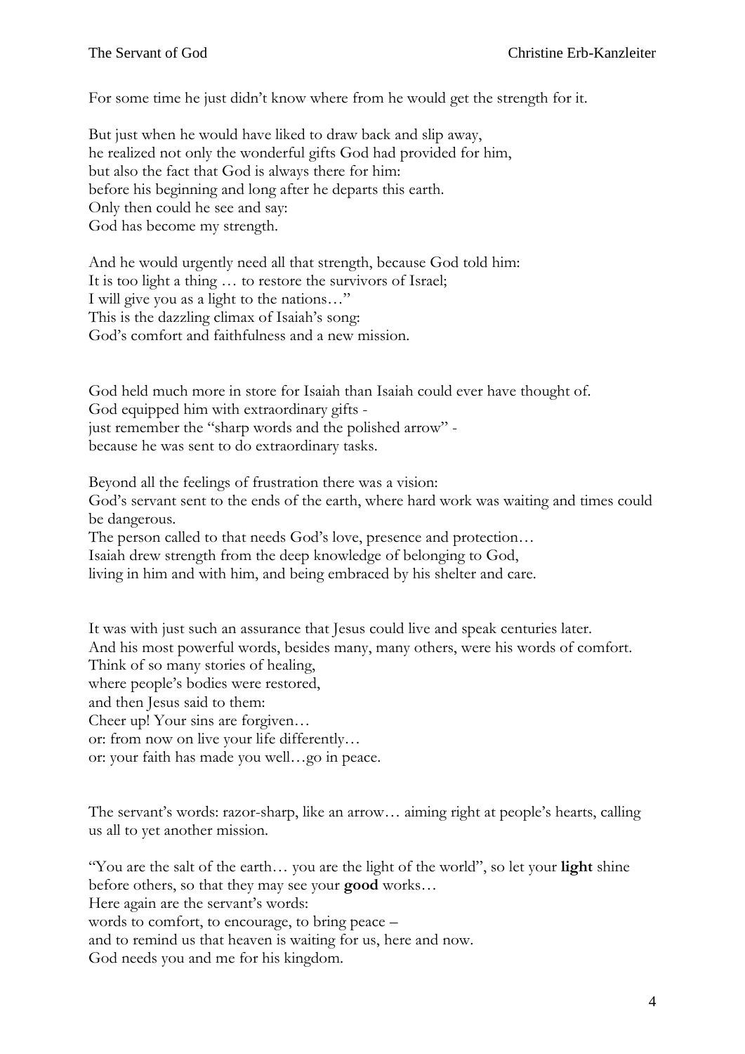For some time he just didn't know where from he would get the strength for it.

But just when he would have liked to draw back and slip away,
he realized not only the wonderful gifts God had provided for him,
but also the fact that God is always there for him:
before his beginning and long after he departs this earth.
Only then could he see and say:
God has become my strength.

And he would urgently need all that strength, because God told him:
It is too light a thing … to restore the survivors of Israel;
I will give you as a light to the nations…"
This is the dazzling climax of Isaiah's song:
God's comfort and faithfulness and a new mission.

God held much more in store for Isaiah than Isaiah could ever have thought of.
God equipped him with extraordinary gifts -
just remember the "sharp words and the polished arrow" -
because he was sent to do extraordinary tasks.

Beyond all the feelings of frustration there was a vision:
God's servant sent to the ends of the earth, where hard work was waiting and times could be dangerous.
The person called to that needs God's love, presence and protection…
Isaiah drew strength from the deep knowledge of belonging to God,
living in him and with him, and being embraced by his shelter and care.

It was with just such an assurance that Jesus could live and speak centuries later.
And his most powerful words, besides many, many others, were his words of comfort.
Think of so many stories of healing,
where people's bodies were restored,
and then Jesus said to them:
Cheer up! Your sins are forgiven…
or: from now on live your life differently…
or: your faith has made you well…go in peace.

The servant's words: razor-sharp, like an arrow… aiming right at people's hearts, calling us all to yet another mission.

"You are the salt of the earth… you are the light of the world", so let your **light** shine before others, so that they may see your **good** works…
Here again are the servant's words:
words to comfort, to encourage, to bring peace –
and to remind us that heaven is waiting for us, here and now.
God needs you and me for his kingdom.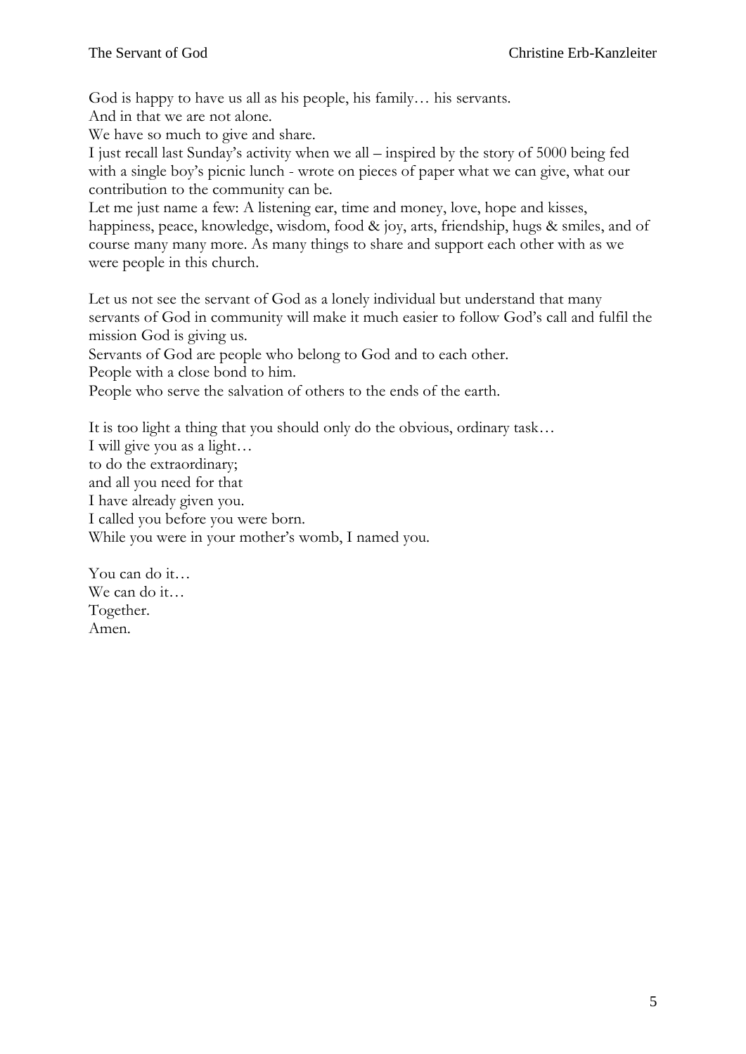God is happy to have us all as his people, his family… his servants.
And in that we are not alone.
We have so much to give and share.
I just recall last Sunday's activity when we all – inspired by the story of 5000 being fed with a single boy's picnic lunch - wrote on pieces of paper what we can give, what our contribution to the community can be.
Let me just name a few: A listening ear, time and money, love, hope and kisses, happiness, peace, knowledge, wisdom, food & joy, arts, friendship, hugs & smiles, and of course many many more. As many things to share and support each other with as we were people in this church.

Let us not see the servant of God as a lonely individual but understand that many servants of God in community will make it much easier to follow God's call and fulfil the mission God is giving us.
Servants of God are people who belong to God and to each other.
People with a close bond to him.
People who serve the salvation of others to the ends of the earth.

It is too light a thing that you should only do the obvious, ordinary task…
I will give you as a light…
to do the extraordinary;
and all you need for that
I have already given you.
I called you before you were born.
While you were in your mother's womb, I named you.

You can do it…
We can do it…
Together.
Amen.